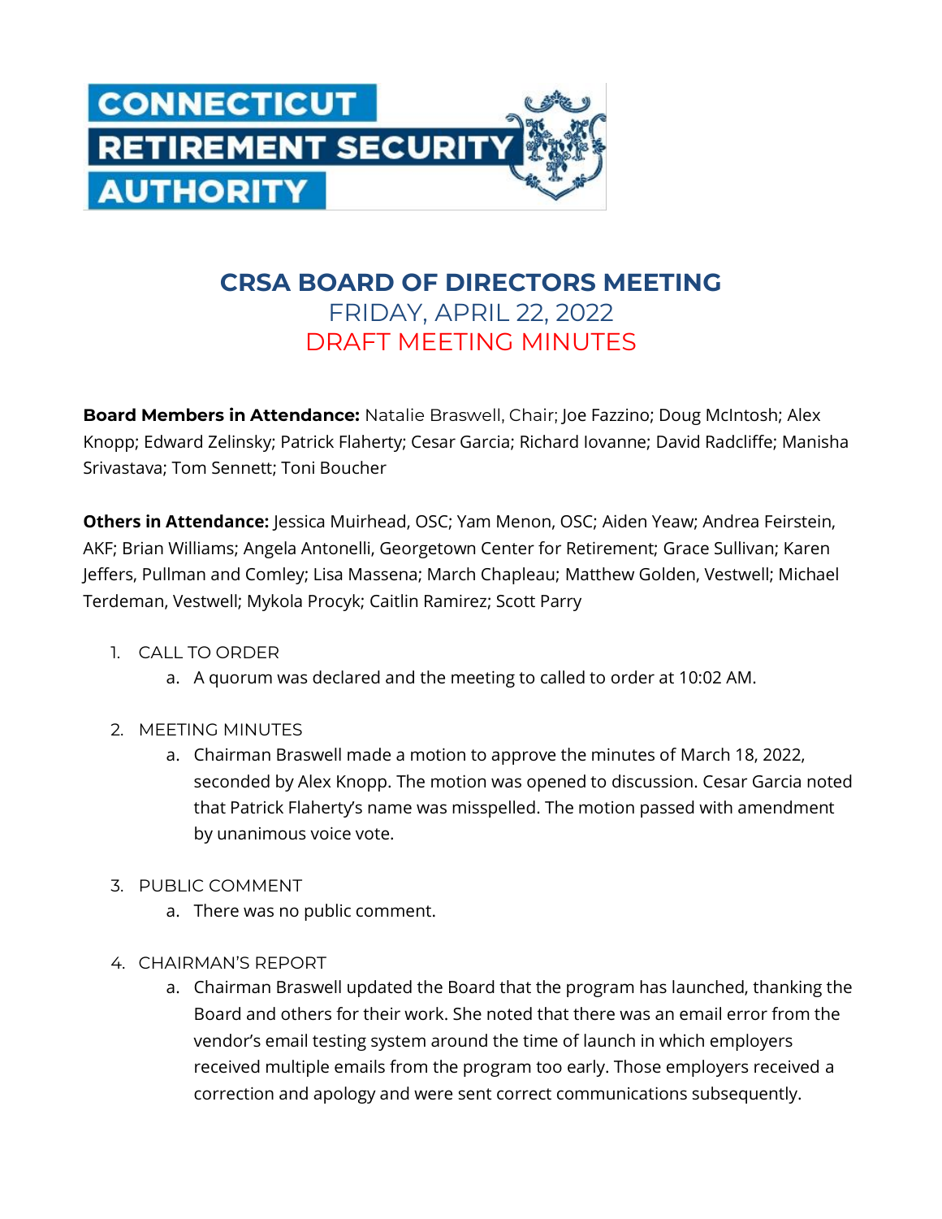CONNECTICUT RETIREMENT SECURITY AUTHORITY

# CRSA BOARD OF DIRECTORS MEETING

## FRIDAY, APRIL 22, 2022

## DRAFT MEETING MINUTES

**Board Members in Attendance:** Natalie Braswell, Chair; Joe Fazzino; Doug McIntosh; Alex Knopp; Edward Zelinsky; Patrick Flaherty; Cesar Garcia; Richard Iovanne; David Radcliffe; Manisha Srivastava; Tom Sennett; Toni Boucher

**Others in Attendance:** Jessica Muirhead, OSC; Yam Menon, OSC; Aiden Yeaw; Andrea Feirstein, AKF; Brian Williams; Angela Antonelli, Georgetown Center for Retirement; Grace Sullivan; Karen Jeffers, Pullman and Comley; Lisa Massena; March Chapleau; Matthew Golden, Vestwell; Michael Terdeman, Vestwell; Mykola Procyk; Caitlin Ramirez; Scott Parry

1. CALL TO ORDER
    a. A quorum was declared and the meeting to called to order at 10:02 AM.

2. MEETING MINUTES
    a. Chairman Braswell made a motion to approve the minutes of March 18, 2022, seconded by Alex Knopp. The motion was opened to discussion. Cesar Garcia noted that Patrick Flaherty's name was misspelled. The motion passed with amendment by unanimous voice vote.

3. PUBLIC COMMENT
    a. There was no public comment.

4. CHAIRMAN'S REPORT
    a. Chairman Braswell updated the Board that the program has launched, thanking the Board and others for their work. She noted that there was an email error from the vendor's email testing system around the time of launch in which employers received multiple emails from the program too early. Those employers received a correction and apology and were sent correct communications subsequently.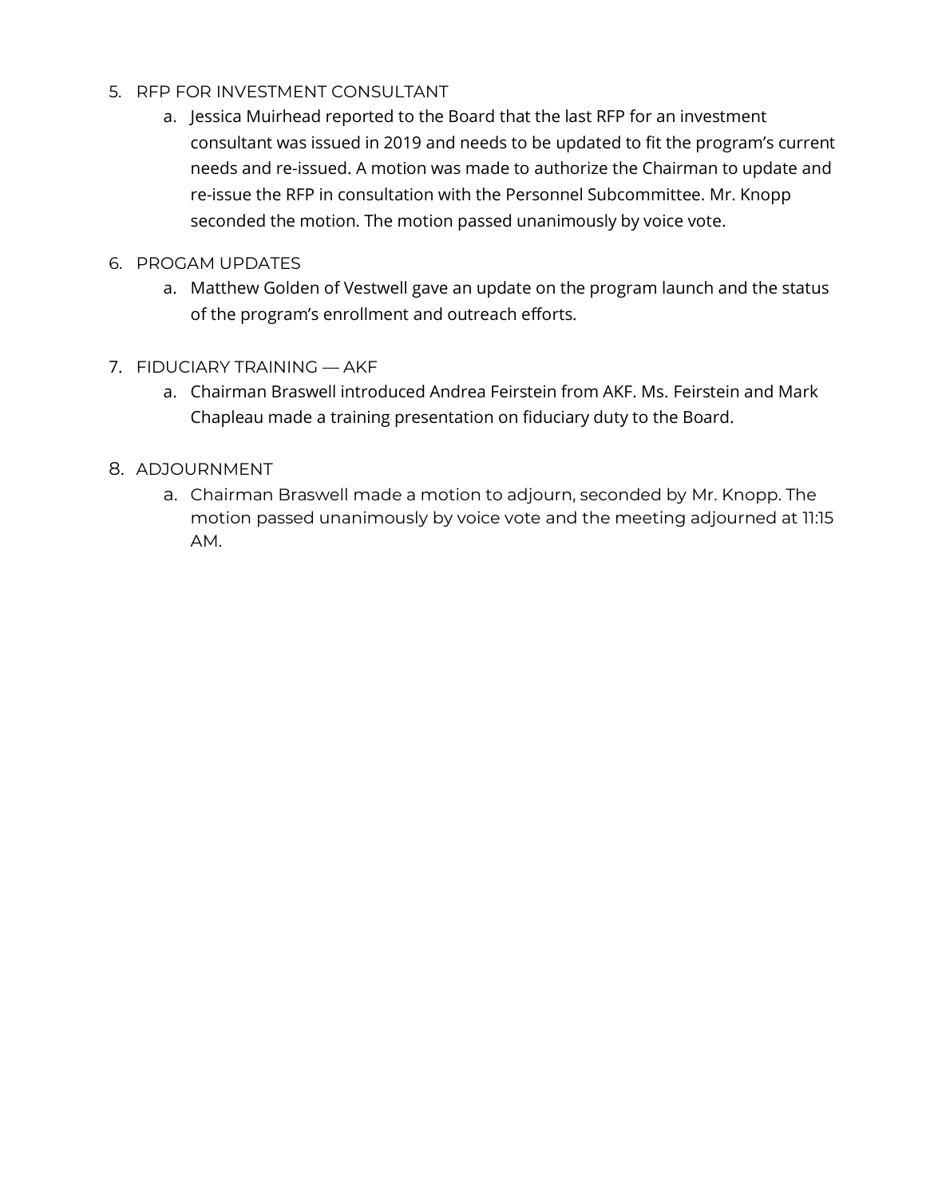5. RFP FOR INVESTMENT CONSULTANT
    a. Jessica Muirhead reported to the Board that the last RFP for an investment consultant was issued in 2019 and needs to be updated to fit the program's current needs and re-issued. A motion was made to authorize the Chairman to update and re-issue the RFP in consultation with the Personnel Subcommittee. Mr. Knopp seconded the motion. The motion passed unanimously by voice vote.

6. PROGAM UPDATES
    a. Matthew Golden of Vestwell gave an update on the program launch and the status of the program's enrollment and outreach efforts.

7. FIDUCIARY TRAINING — AKF
    a. Chairman Braswell introduced Andrea Feirstein from AKF. Ms. Feirstein and Mark Chapleau made a training presentation on fiduciary duty to the Board.

8. ADJOURNMENT
    a. Chairman Braswell made a motion to adjourn, seconded by Mr. Knopp. The motion passed unanimously by voice vote and the meeting adjourned at 11:15 AM.